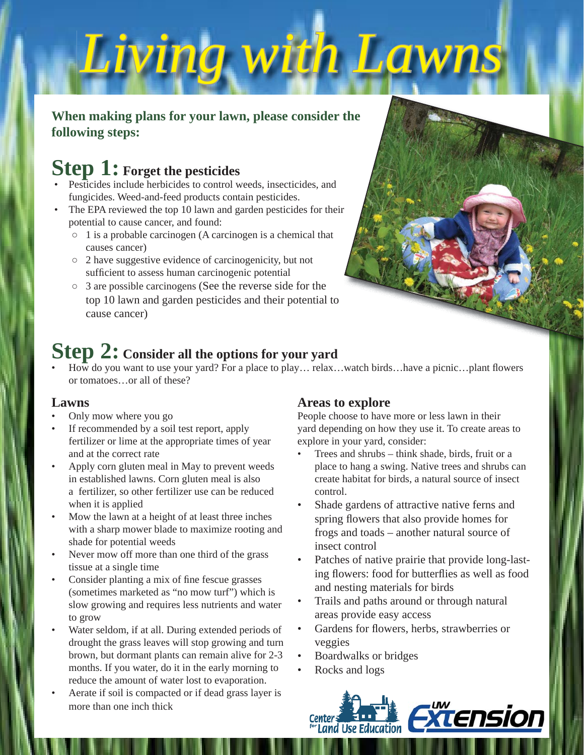# Living with Lawns

**When making plans for your lawn, please consider the following steps:**

## Step 1: Forget the pesticides

- Pesticides include herbicides to control weeds, insecticides, and fungicides. Weed-and-feed products contain pesticides.
- The EPA reviewed the top 10 lawn and garden pesticides for their potential to cause cancer, and found:
  - 1 is a probable carcinogen (A carcinogen is a chemical that causes cancer)
  - 2 have suggestive evidence of carcinogenicity, but not sufficient to assess human carcinogenic potential
  - 3 are possible carcinogens (See the reverse side for the top 10 lawn and garden pesticides and their potential to cause cancer)

## Step 2: Consider all the options for your yard

- How do you want to use your yard? For a place to play… relax…watch birds…have a picnic…plant flowers or tomatoes…or all of these?

### Lawns

- Only mow where you go
- If recommended by a soil test report, apply fertilizer or lime at the appropriate times of year and at the correct rate
- Apply corn gluten meal in May to prevent weeds in established lawns. Corn gluten meal is also a fertilizer, so other fertilizer use can be reduced when it is applied
- Mow the lawn at a height of at least three inches with a sharp mower blade to maximize rooting and shade for potential weeds
- Never mow off more than one third of the grass tissue at a single time
- Consider planting a mix of fine fescue grasses (sometimes marketed as "no mow turf") which is slow growing and requires less nutrients and water to grow
- Water seldom, if at all. During extended periods of drought the grass leaves will stop growing and turn brown, but dormant plants can remain alive for 2-3 months. If you water, do it in the early morning to reduce the amount of water lost to evaporation.
- Aerate if soil is compacted or if dead grass layer is more than one inch thick

### Areas to explore

People choose to have more or less lawn in their yard depending on how they use it. To create areas to explore in your yard, consider:

- Trees and shrubs – think shade, birds, fruit or a place to hang a swing. Native trees and shrubs can create habitat for birds, a natural source of insect control.
- Shade gardens of attractive native ferns and spring flowers that also provide homes for frogs and toads – another natural source of insect control
- Patches of native prairie that provide long-lasting flowers: food for butterflies as well as food and nesting materials for birds
- Trails and paths around or through natural areas provide easy access
- Gardens for flowers, herbs, strawberries or veggies
- Boardwalks or bridges
- Rocks and logs

Center for Land Use Education | UW Extension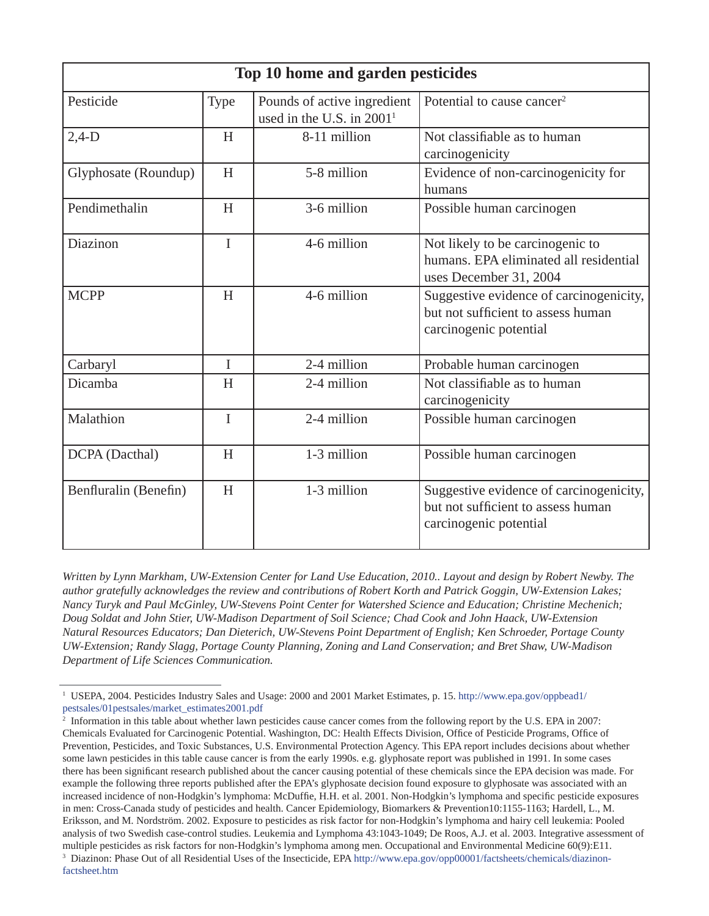| Top 10 home and garden pesticides | | | |
|---|---|---|---|
| Pesticide | Type | Pounds of active ingredient used in the U.S. in 2001[1] | Potential to cause cancer[2] |
| 2,4-D | H | 8-11 million | Not classifiable as to human carcinogenicity |
| Glyphosate (Roundup) | H | 5-8 million | Evidence of non-carcinogenicity for humans |
| Pendimethalin | H | 3-6 million | Possible human carcinogen |
| Diazinon | I | 4-6 million | Not likely to be carcinogenic to humans. EPA eliminated all residential uses December 31, 2004 |
| MCPP | H | 4-6 million | Suggestive evidence of carcinogenicity, but not sufficient to assess human carcinogenic potential |
| Carbaryl | I | 2-4 million | Probable human carcinogen |
| Dicamba | H | 2-4 million | Not classifiable as to human carcinogenicity |
| Malathion | I | 2-4 million | Possible human carcinogen |
| DCPA (Dacthal) | H | 1-3 million | Possible human carcinogen |
| Benfluralin (Benefin) | H | 1-3 million | Suggestive evidence of carcinogenicity, but not sufficient to assess human carcinogenic potential |

*Written by Lynn Markham, UW-Extension Center for Land Use Education, 2010.. Layout and design by Robert Newby. The author gratefully acknowledges the review and contributions of Robert Korth and Patrick Goggin, UW-Extension Lakes; Nancy Turyk and Paul McGinley, UW-Stevens Point Center for Watershed Science and Education; Christine Mechenich; Doug Soldat and John Stier, UW-Madison Department of Soil Science; Chad Cook and John Haack, UW-Extension Natural Resources Educators; Dan Dieterich, UW-Stevens Point Department of English; Ken Schroeder, Portage County UW-Extension; Randy Slagg, Portage County Planning, Zoning and Land Conservation; and Bret Shaw, UW-Madison Department of Life Sciences Communication.*

---

[1] USEPA, 2004. Pesticides Industry Sales and Usage: 2000 and 2001 Market Estimates, p. 15. http://www.epa.gov/oppbead1/pestsales/01pestsales/market_estimates2001.pdf

[2] Information in this table about whether lawn pesticides cause cancer comes from the following report by the U.S. EPA in 2007: Chemicals Evaluated for Carcinogenic Potential. Washington, DC: Health Effects Division, Office of Pesticide Programs, Office of Prevention, Pesticides, and Toxic Substances, U.S. Environmental Protection Agency. This EPA report includes decisions about whether some lawn pesticides in this table cause cancer is from the early 1990s. e.g. glyphosate report was published in 1991. In some cases there has been significant research published about the cancer causing potential of these chemicals since the EPA decision was made. For example the following three reports published after the EPA's glyphosate decision found exposure to glyphosate was associated with an increased incidence of non-Hodgkin's lymphoma: McDuffie, H.H. et al. 2001. Non-Hodgkin's lymphoma and specific pesticide exposures in men: Cross-Canada study of pesticides and health. Cancer Epidemiology, Biomarkers & Prevention10:1155-1163; Hardell, L., M. Eriksson, and M. Nordström. 2002. Exposure to pesticides as risk factor for non-Hodgkin's lymphoma and hairy cell leukemia: Pooled analysis of two Swedish case-control studies. Leukemia and Lymphoma 43:1043-1049; De Roos, A.J. et al. 2003. Integrative assessment of multiple pesticides as risk factors for non-Hodgkin's lymphoma among men. Occupational and Environmental Medicine 60(9):E11.

[3] Diazinon: Phase Out of all Residential Uses of the Insecticide, EPA http://www.epa.gov/opp00001/factsheets/chemicals/diazinon-factsheet.htm